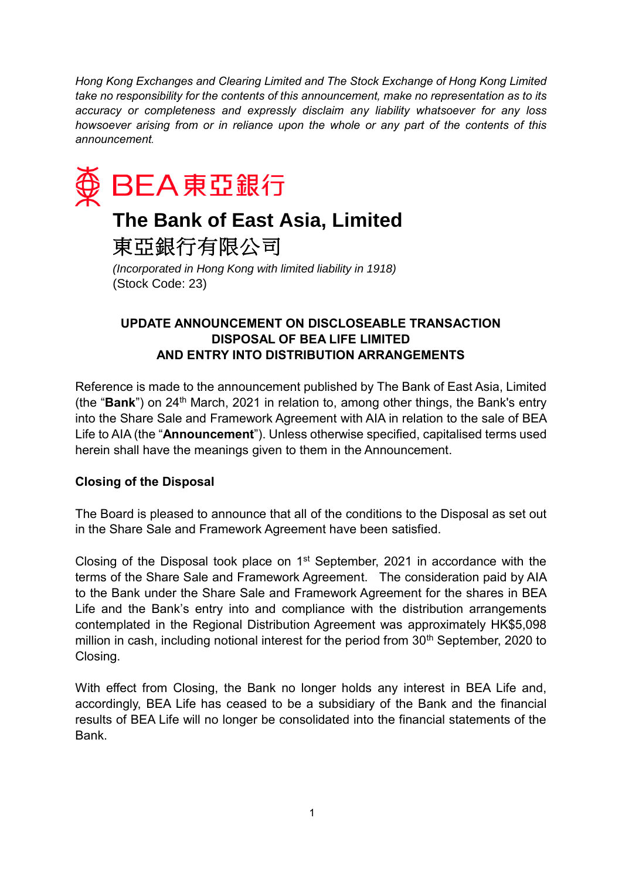*Hong Kong Exchanges and Clearing Limited and The Stock Exchange of Hong Kong Limited take no responsibility for the contents of this announcement, make no representation as to its accuracy or completeness and expressly disclaim any liability whatsoever for any loss howsoever arising from or in reliance upon the whole or any part of the contents of this announcement.*

BEA 東亞銀行

# The Bank of East Asia, Limited

# 東亞銀行有限公司

*(Incorporated in Hong Kong with limited liability in 1918)*
(Stock Code: 23)

## UPDATE ANNOUNCEMENT ON DISCLOSEABLE TRANSACTION DISPOSAL OF BEA LIFE LIMITED AND ENTRY INTO DISTRIBUTION ARRANGEMENTS

Reference is made to the announcement published by The Bank of East Asia, Limited (the "**Bank**") on 24th March, 2021 in relation to, among other things, the Bank's entry into the Share Sale and Framework Agreement with AIA in relation to the sale of BEA Life to AIA (the "**Announcement**"). Unless otherwise specified, capitalised terms used herein shall have the meanings given to them in the Announcement.

### Closing of the Disposal

The Board is pleased to announce that all of the conditions to the Disposal as set out in the Share Sale and Framework Agreement have been satisfied.

Closing of the Disposal took place on 1st September, 2021 in accordance with the terms of the Share Sale and Framework Agreement. The consideration paid by AIA to the Bank under the Share Sale and Framework Agreement for the shares in BEA Life and the Bank's entry into and compliance with the distribution arrangements contemplated in the Regional Distribution Agreement was approximately HK$5,098 million in cash, including notional interest for the period from 30th September, 2020 to Closing.

With effect from Closing, the Bank no longer holds any interest in BEA Life and, accordingly, BEA Life has ceased to be a subsidiary of the Bank and the financial results of BEA Life will no longer be consolidated into the financial statements of the Bank.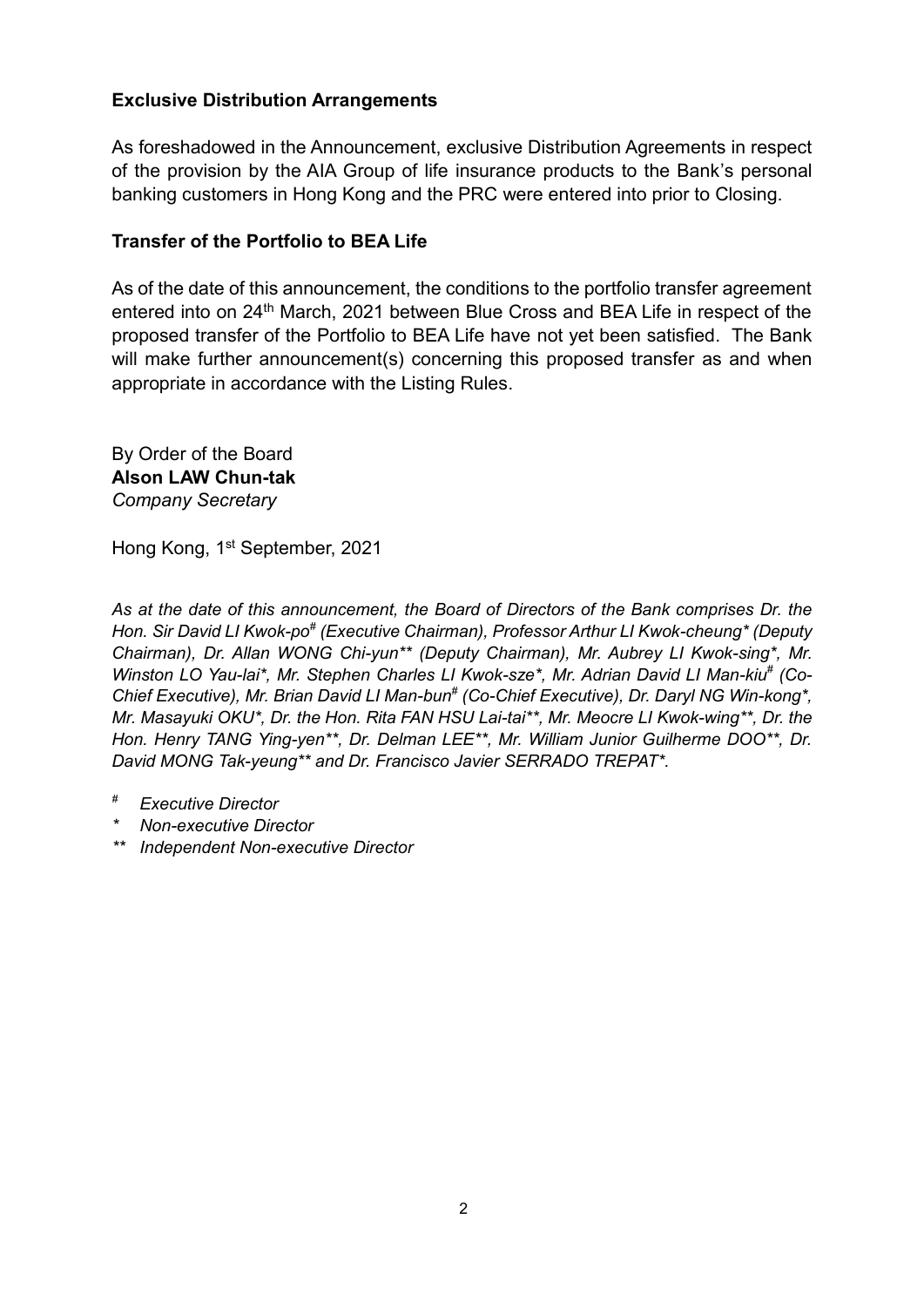**Exclusive Distribution Arrangements**

As foreshadowed in the Announcement, exclusive Distribution Agreements in respect of the provision by the AIA Group of life insurance products to the Bank's personal banking customers in Hong Kong and the PRC were entered into prior to Closing.

**Transfer of the Portfolio to BEA Life**

As of the date of this announcement, the conditions to the portfolio transfer agreement entered into on 24th March, 2021 between Blue Cross and BEA Life in respect of the proposed transfer of the Portfolio to BEA Life have not yet been satisfied. The Bank will make further announcement(s) concerning this proposed transfer as and when appropriate in accordance with the Listing Rules.

By Order of the Board
**Alson LAW Chun-tak**
*Company Secretary*

Hong Kong, 1st September, 2021

*As at the date of this announcement, the Board of Directors of the Bank comprises Dr. the Hon. Sir David LI Kwok-po# (Executive Chairman), Professor Arthur LI Kwok-cheung* (Deputy Chairman), Dr. Allan WONG Chi-yun** (Deputy Chairman), Mr. Aubrey LI Kwok-sing*, Mr. Winston LO Yau-lai*, Mr. Stephen Charles LI Kwok-sze*, Mr. Adrian David LI Man-kiu# (Co-Chief Executive), Mr. Brian David LI Man-bun# (Co-Chief Executive), Dr. Daryl NG Win-kong*, Mr. Masayuki OKU*, Dr. the Hon. Rita FAN HSU Lai-tai**, Mr. Meocre LI Kwok-wing**, Dr. the Hon. Henry TANG Ying-yen**, Dr. Delman LEE**, Mr. William Junior Guilherme DOO**, Dr. David MONG Tak-yeung** and Dr. Francisco Javier SERRADO TREPAT*.*

- \# *Executive Director*
- \* *Non-executive Director*
- \*\* *Independent Non-executive Director*